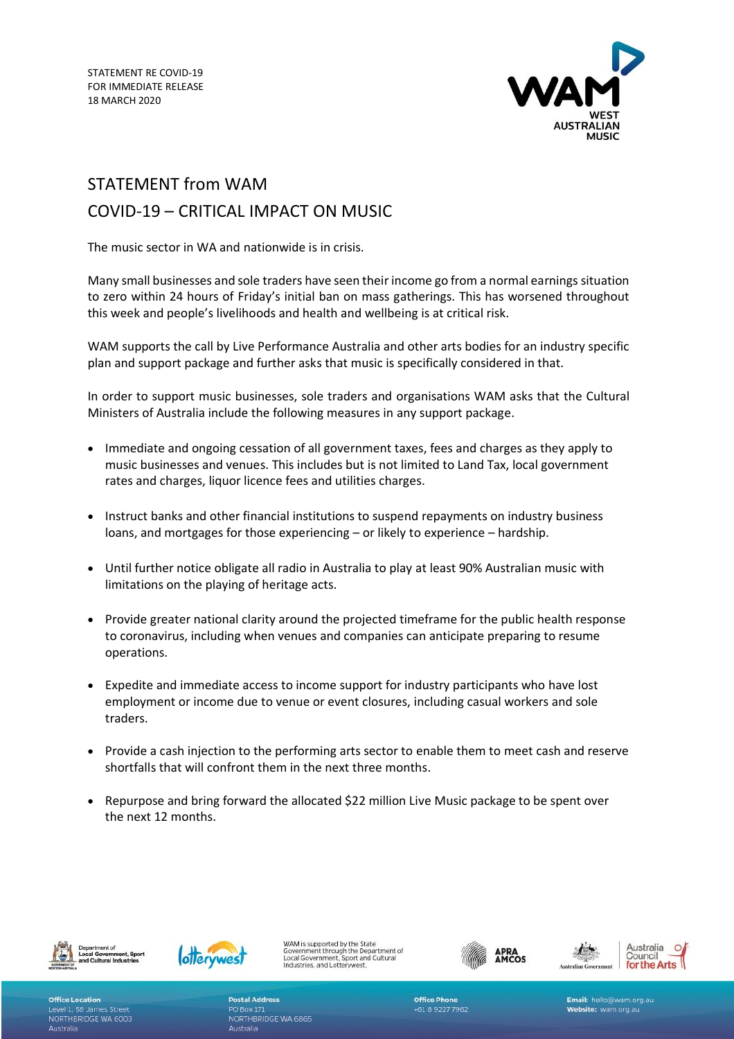STATEMENT RE COVID-19
FOR IMMEDIATE RELEASE
18 MARCH 2020

# STATEMENT from WAM
## COVID-19 – CRITICAL IMPACT ON MUSIC

The music sector in WA and nationwide is in crisis.

Many small businesses and sole traders have seen their income go from a normal earnings situation to zero within 24 hours of Friday's initial ban on mass gatherings. This has worsened throughout this week and people's livelihoods and health and wellbeing is at critical risk.

WAM supports the call by Live Performance Australia and other arts bodies for an industry specific plan and support package and further asks that music is specifically considered in that.

In order to support music businesses, sole traders and organisations WAM asks that the Cultural Ministers of Australia include the following measures in any support package.

- Immediate and ongoing cessation of all government taxes, fees and charges as they apply to music businesses and venues. This includes but is not limited to Land Tax, local government rates and charges, liquor licence fees and utilities charges.

- Instruct banks and other financial institutions to suspend repayments on industry business loans, and mortgages for those experiencing – or likely to experience – hardship.

- Until further notice obligate all radio in Australia to play at least 90% Australian music with limitations on the playing of heritage acts.

- Provide greater national clarity around the projected timeframe for the public health response to coronavirus, including when venues and companies can anticipate preparing to resume operations.

- Expedite and immediate access to income support for industry participants who have lost employment or income due to venue or event closures, including casual workers and sole traders.

- Provide a cash injection to the performing arts sector to enable them to meet cash and reserve shortfalls that will confront them in the next three months.

- Repurpose and bring forward the allocated $22 million Live Music package to be spent over the next 12 months.

WAM is supported by the State Government through the Department of Local Government, Sport and Cultural Industries, and Lotterywest.

**Office Location**
Level 1, 58 James Street
NORTHBRIDGE WA 6003
Australia

**Postal Address**
PO Box 171
NORTHBRIDGE WA 6865
Australia

**Office Phone**
+61 8 9227 7962

**Email:** hello@wam.org.au
**Website:** wam.org.au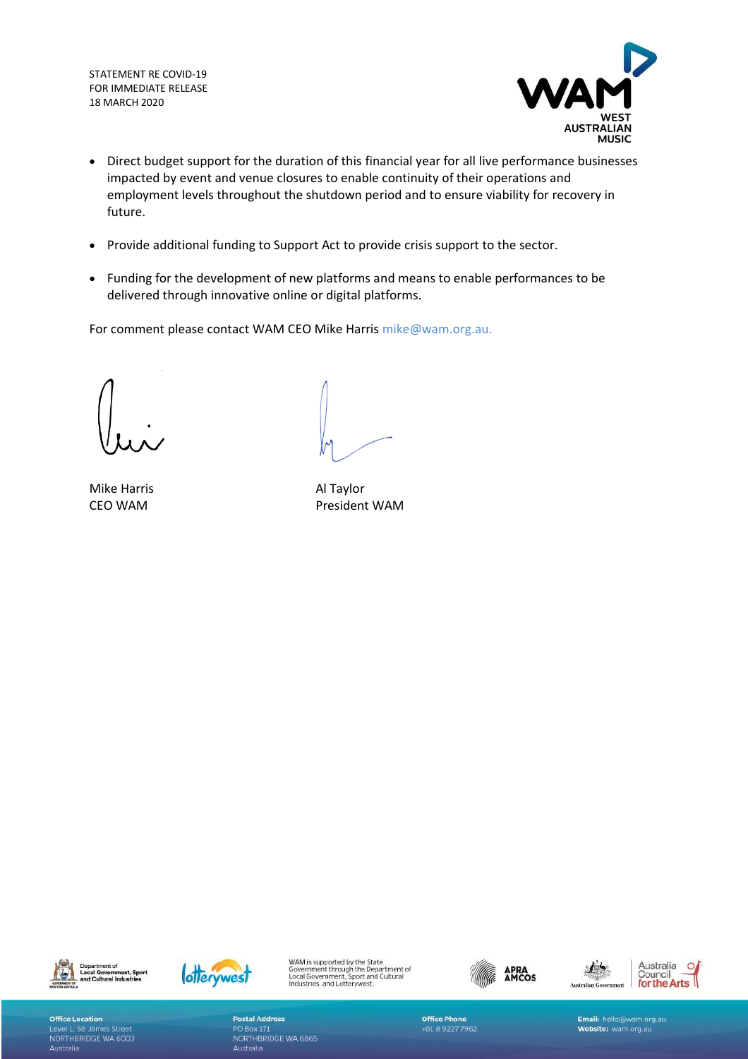STATEMENT RE COVID-19
FOR IMMEDIATE RELEASE
18 MARCH 2020

- Direct budget support for the duration of this financial year for all live performance businesses impacted by event and venue closures to enable continuity of their operations and employment levels throughout the shutdown period and to ensure viability for recovery in future.

- Provide additional funding to Support Act to provide crisis support to the sector.

- Funding for the development of new platforms and means to enable performances to be delivered through innovative online or digital platforms.

For comment please contact WAM CEO Mike Harris mike@wam.org.au.

Mike Harris
CEO WAM

Al Taylor
President WAM

WAM is supported by the State Government through the Department of Local Government, Sport and Cultural Industries, and Lotterywest.

**Office Location**
Level 1, 58 James Street
NORTHBRIDGE WA 6003
Australia

**Postal Address**
PO Box 171
NORTHBRIDGE WA 6865
Australia

**Office Phone**
+61 8 9227 7962

**Email:** hello@wam.org.au
**Website:** wam.org.au